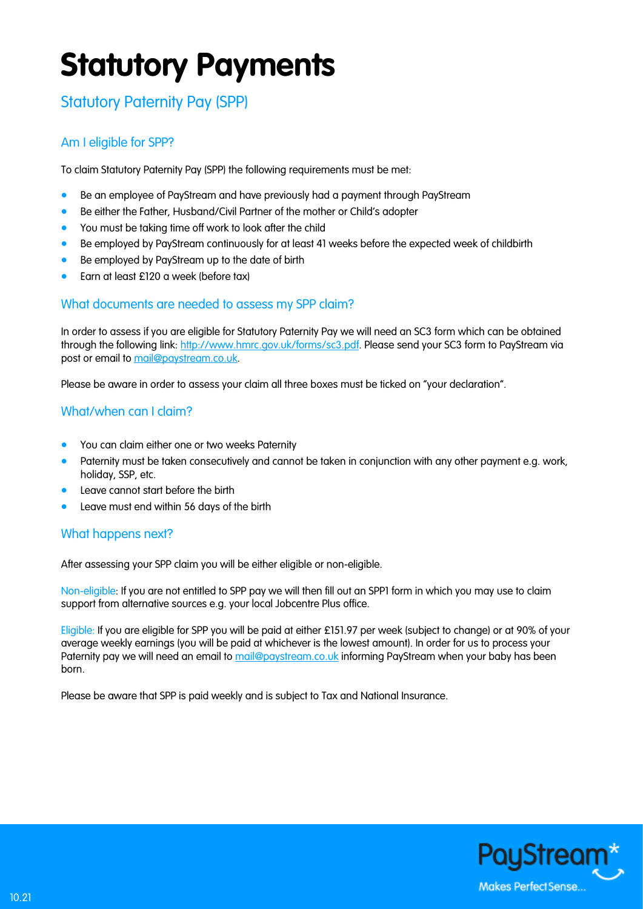# Statutory Payments

## Statutory Paternity Pay (SPP)

### Am I eligible for SPP?

To claim Statutory Paternity Pay (SPP) the following requirements must be met:

- Be an employee of PayStream and have previously had a payment through PayStream
- Be either the Father, Husband/Civil Partner of the mother or Child's adopter
- You must be taking time off work to look after the child
- Be employed by PayStream continuously for at least 41 weeks before the expected week of childbirth
- Be employed by PayStream up to the date of birth
- Earn at least £120 a week (before tax)

### What documents are needed to assess my SPP claim?

In order to assess if you are eligible for Statutory Paternity Pay we will need an SC3 form which can be obtained through the following link: [http://www.hmrc.gov.uk/forms/sc3.pdf](http://www.hmrc.gov.uk/forms/sc3.pdf). Please send your SC3 form to PayStream via post or email to [mail@paystream.co.uk](mailto:mail@paystream.co.uk).

Please be aware in order to assess your claim all three boxes must be ticked on "your declaration".

### What/when can I claim?

- You can claim either one or two weeks Paternity
- Paternity must be taken consecutively and cannot be taken in conjunction with any other payment e.g. work, holiday, SSP, etc.
- Leave cannot start before the birth
- Leave must end within 56 days of the birth

### What happens next?

After assessing your SPP claim you will be either eligible or non-eligible.

Non-eligible: If you are not entitled to SPP pay we will then fill out an SPP1 form in which you may use to claim support from alternative sources e.g. your local Jobcentre Plus office.

Eligible: If you are eligible for SPP you will be paid at either £151.97 per week (subject to change) or at 90% of your average weekly earnings (you will be paid at whichever is the lowest amount). In order for us to process your Paternity pay we will need an email to [mail@paystream.co.uk](mailto:mail@paystream.co.uk) informing PayStream when your baby has been born.

Please be aware that SPP is paid weekly and is subject to Tax and National Insurance.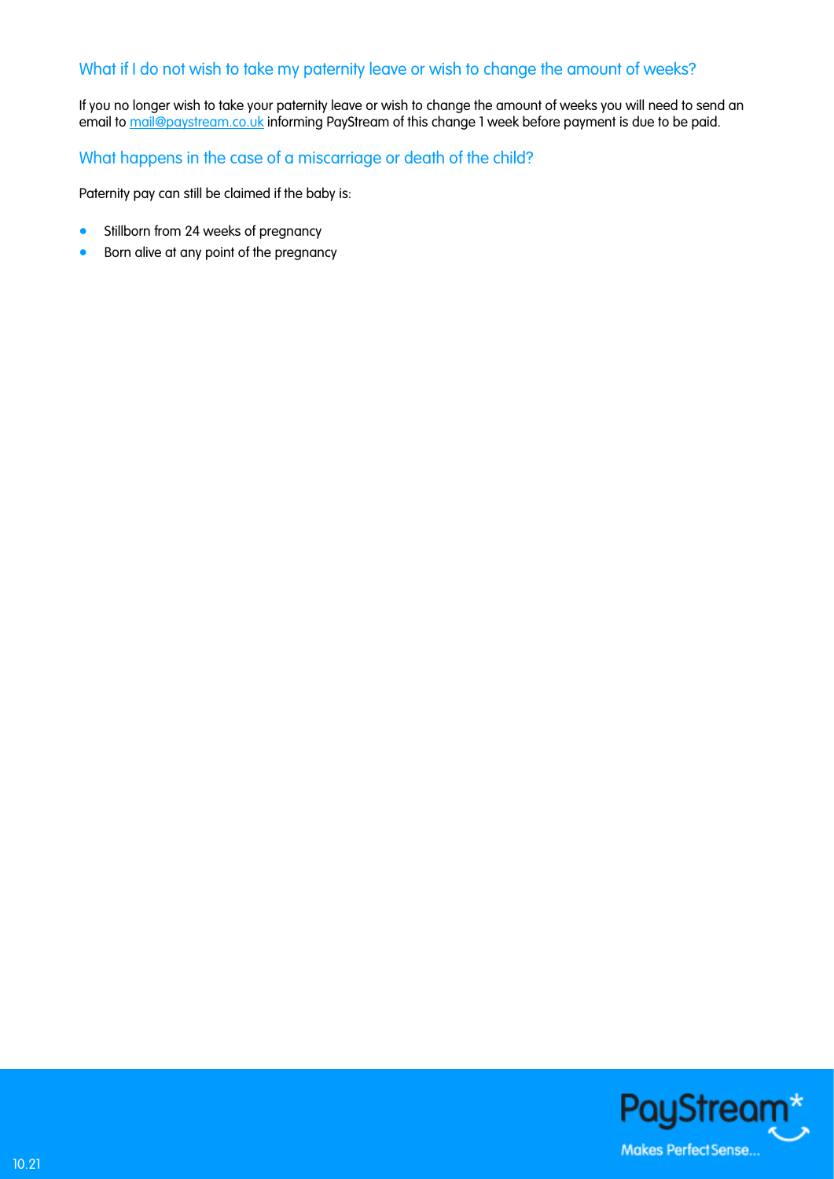## What if I do not wish to take my paternity leave or wish to change the amount of weeks?

If you no longer wish to take your paternity leave or wish to change the amount of weeks you will need to send an email to mail@paystream.co.uk informing PayStream of this change 1 week before payment is due to be paid.

## What happens in the case of a miscarriage or death of the child?

Paternity pay can still be claimed if the baby is:

- Stillborn from 24 weeks of pregnancy
- Born alive at any point of the pregnancy